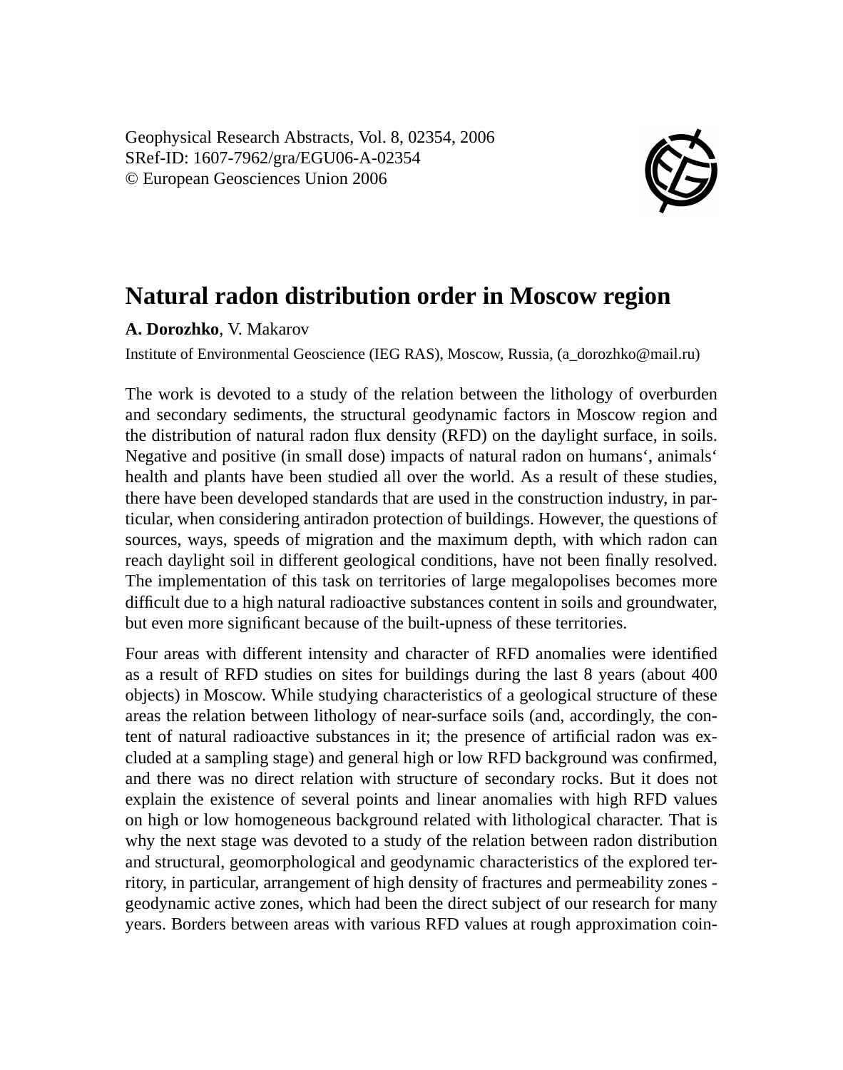Geophysical Research Abstracts, Vol. 8, 02354, 2006
SRef-ID: 1607-7962/gra/EGU06-A-02354
© European Geosciences Union 2006

# Natural radon distribution order in Moscow region

**A. Dorozhko**, V. Makarov

Institute of Environmental Geoscience (IEG RAS), Moscow, Russia, (a_dorozhko@mail.ru)

The work is devoted to a study of the relation between the lithology of overburden and secondary sediments, the structural geodynamic factors in Moscow region and the distribution of natural radon flux density (RFD) on the daylight surface, in soils. Negative and positive (in small dose) impacts of natural radon on humans‘, animals‘ health and plants have been studied all over the world. As a result of these studies, there have been developed standards that are used in the construction industry, in particular, when considering antiradon protection of buildings. However, the questions of sources, ways, speeds of migration and the maximum depth, with which radon can reach daylight soil in different geological conditions, have not been finally resolved. The implementation of this task on territories of large megalopolises becomes more difficult due to a high natural radioactive substances content in soils and groundwater, but even more significant because of the built-upness of these territories.

Four areas with different intensity and character of RFD anomalies were identified as a result of RFD studies on sites for buildings during the last 8 years (about 400 objects) in Moscow. While studying characteristics of a geological structure of these areas the relation between lithology of near-surface soils (and, accordingly, the content of natural radioactive substances in it; the presence of artificial radon was excluded at a sampling stage) and general high or low RFD background was confirmed, and there was no direct relation with structure of secondary rocks. But it does not explain the existence of several points and linear anomalies with high RFD values on high or low homogeneous background related with lithological character. That is why the next stage was devoted to a study of the relation between radon distribution and structural, geomorphological and geodynamic characteristics of the explored territory, in particular, arrangement of high density of fractures and permeability zones - geodynamic active zones, which had been the direct subject of our research for many years. Borders between areas with various RFD values at rough approximation coin-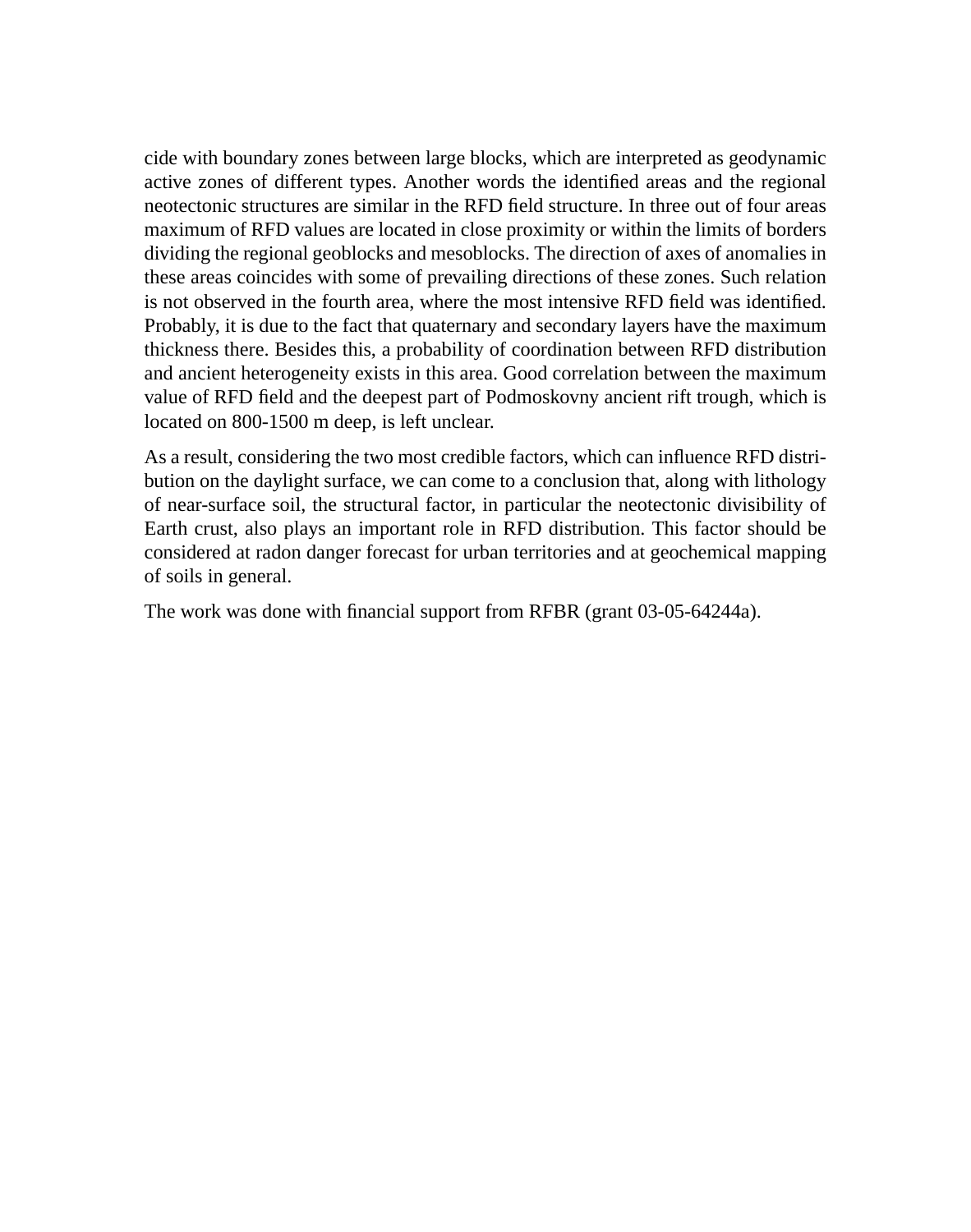cide with boundary zones between large blocks, which are interpreted as geodynamic active zones of different types. Another words the identified areas and the regional neotectonic structures are similar in the RFD field structure. In three out of four areas maximum of RFD values are located in close proximity or within the limits of borders dividing the regional geoblocks and mesoblocks. The direction of axes of anomalies in these areas coincides with some of prevailing directions of these zones. Such relation is not observed in the fourth area, where the most intensive RFD field was identified. Probably, it is due to the fact that quaternary and secondary layers have the maximum thickness there. Besides this, a probability of coordination between RFD distribution and ancient heterogeneity exists in this area. Good correlation between the maximum value of RFD field and the deepest part of Podmoskovny ancient rift trough, which is located on 800-1500 m deep, is left unclear.

As a result, considering the two most credible factors, which can influence RFD distribution on the daylight surface, we can come to a conclusion that, along with lithology of near-surface soil, the structural factor, in particular the neotectonic divisibility of Earth crust, also plays an important role in RFD distribution. This factor should be considered at radon danger forecast for urban territories and at geochemical mapping of soils in general.

The work was done with financial support from RFBR (grant 03-05-64244a).